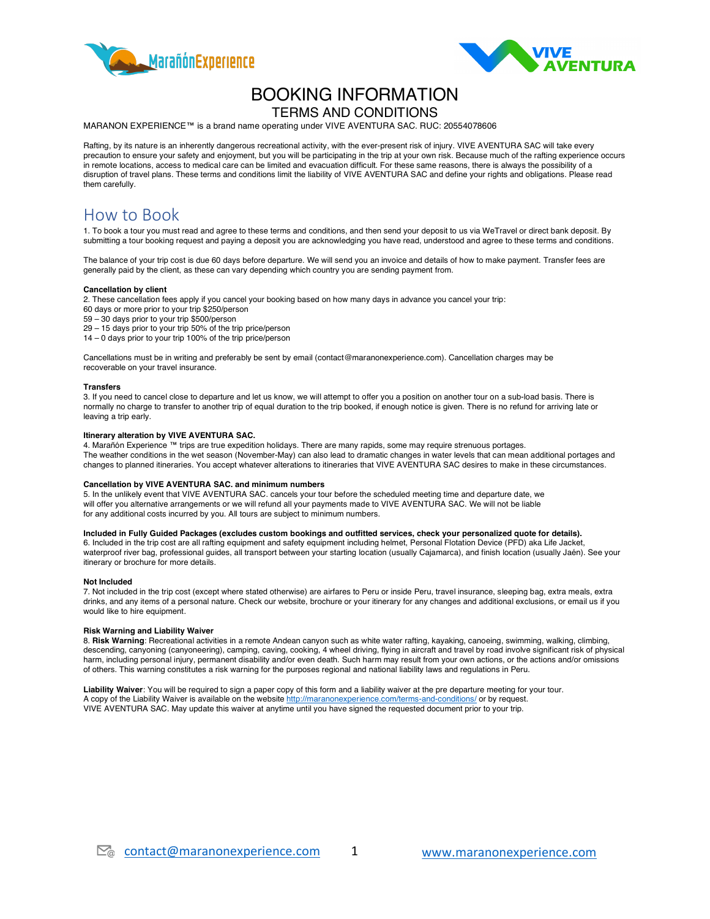# BOOKING INFORMATION

## TERMS AND CONDITIONS

MARANON EXPERIENCE™ is a brand name operating under VIVE AVENTURA SAC. RUC: 20554078606

Rafting, by its nature is an inherently dangerous recreational activity, with the ever-present risk of injury. VIVE AVENTURA SAC will take every precaution to ensure your safety and enjoyment, but you will be participating in the trip at your own risk. Because much of the rafting experience occurs in remote locations, access to medical care can be limited and evacuation difficult. For these same reasons, there is always the possibility of a disruption of travel plans. These terms and conditions limit the liability of VIVE AVENTURA SAC and define your rights and obligations. Please read them carefully.

## How to Book

1. To book a tour you must read and agree to these terms and conditions, and then send your deposit to us via WeTravel or direct bank deposit. By submitting a tour booking request and paying a deposit you are acknowledging you have read, understood and agree to these terms and conditions.

The balance of your trip cost is due 60 days before departure. We will send you an invoice and details of how to make payment. Transfer fees are generally paid by the client, as these can vary depending which country you are sending payment from.

**Cancellation by client**

2. These cancellation fees apply if you cancel your booking based on how many days in advance you cancel your trip:
60 days or more prior to your trip $250/person
59 – 30 days prior to your trip $500/person
29 – 15 days prior to your trip 50% of the trip price/person
14 – 0 days prior to your trip 100% of the trip price/person

Cancellations must be in writing and preferably be sent by email (contact@maranonexperience.com). Cancellation charges may be recoverable on your travel insurance.

**Transfers**

3. If you need to cancel close to departure and let us know, we will attempt to offer you a position on another tour on a sub-load basis. There is normally no charge to transfer to another trip of equal duration to the trip booked, if enough notice is given. There is no refund for arriving late or leaving a trip early.

**Itinerary alteration by VIVE AVENTURA SAC.**

4. Marañón Experience ™ trips are true expedition holidays. There are many rapids, some may require strenuous portages.
The weather conditions in the wet season (November-May) can also lead to dramatic changes in water levels that can mean additional portages and changes to planned itineraries. You accept whatever alterations to itineraries that VIVE AVENTURA SAC desires to make in these circumstances.

**Cancellation by VIVE AVENTURA SAC. and minimum numbers**

5. In the unlikely event that VIVE AVENTURA SAC. cancels your tour before the scheduled meeting time and departure date, we will offer you alternative arrangements or we will refund all your payments made to VIVE AVENTURA SAC. We will not be liable for any additional costs incurred by you. All tours are subject to minimum numbers.

**Included in Fully Guided Packages (excludes custom bookings and outfitted services, check your personalized quote for details).**

6. Included in the trip cost are all rafting equipment and safety equipment including helmet, Personal Flotation Device (PFD) aka Life Jacket, waterproof river bag, professional guides, all transport between your starting location (usually Cajamarca), and finish location (usually Jaén). See your itinerary or brochure for more details.

**Not Included**

7. Not included in the trip cost (except where stated otherwise) are airfares to Peru or inside Peru, travel insurance, sleeping bag, extra meals, extra drinks, and any items of a personal nature. Check our website, brochure or your itinerary for any changes and additional exclusions, or email us if you would like to hire equipment.

**Risk Warning and Liability Waiver**

8. **Risk Warning**: Recreational activities in a remote Andean canyon such as white water rafting, kayaking, canoeing, swimming, walking, climbing, descending, canyoning (canyoneering), camping, caving, cooking, 4 wheel driving, flying in aircraft and travel by road involve significant risk of physical harm, including personal injury, permanent disability and/or even death. Such harm may result from your own actions, or the actions and/or omissions of others. This warning constitutes a risk warning for the purposes regional and national liability laws and regulations in Peru.

**Liability Waiver**: You will be required to sign a paper copy of this form and a liability waiver at the pre departure meeting for your tour.
A copy of the Liability Waiver is available on the website http://maranonexperience.com/terms-and-conditions/ or by request.
VIVE AVENTURA SAC. May update this waiver at anytime until you have signed the requested document prior to your trip.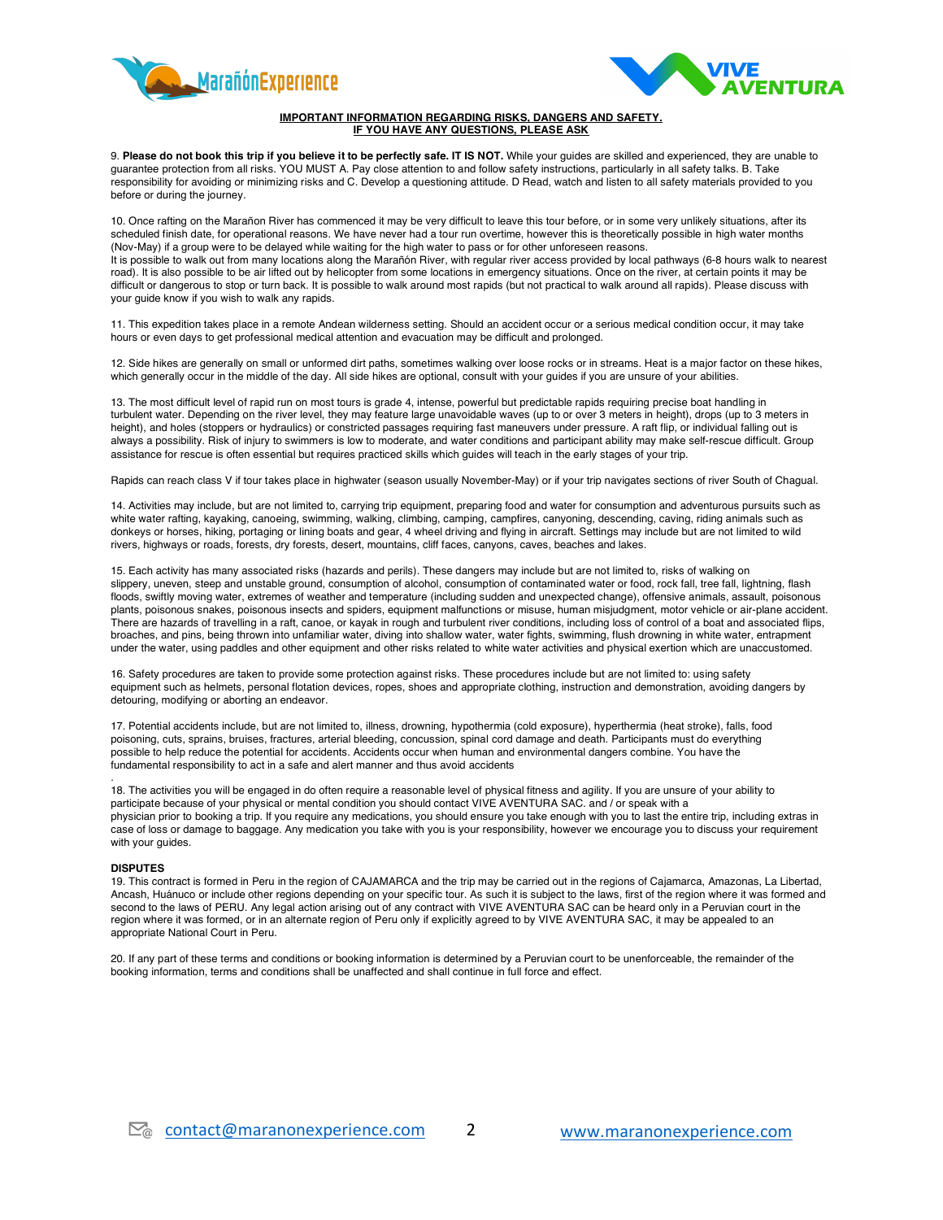**IMPORTANT INFORMATION REGARDING RISKS, DANGERS AND SAFETY.**
**IF YOU HAVE ANY QUESTIONS, PLEASE ASK**

9. **Please do not book this trip if you believe it to be perfectly safe. IT IS NOT.** While your guides are skilled and experienced, they are unable to guarantee protection from all risks. YOU MUST A. Pay close attention to and follow safety instructions, particularly in all safety talks. B. Take responsibility for avoiding or minimizing risks and C. Develop a questioning attitude. D Read, watch and listen to all safety materials provided to you before or during the journey.

10. Once rafting on the Marañon River has commenced it may be very difficult to leave this tour before, or in some very unlikely situations, after its scheduled finish date, for operational reasons. We have never had a tour run overtime, however this is theoretically possible in high water months (Nov-May) if a group were to be delayed while waiting for the high water to pass or for other unforeseen reasons.
It is possible to walk out from many locations along the Marañón River, with regular river access provided by local pathways (6-8 hours walk to nearest road). It is also possible to be air lifted out by helicopter from some locations in emergency situations. Once on the river, at certain points it may be difficult or dangerous to stop or turn back. It is possible to walk around most rapids (but not practical to walk around all rapids). Please discuss with your guide know if you wish to walk any rapids.

11. This expedition takes place in a remote Andean wilderness setting. Should an accident occur or a serious medical condition occur, it may take hours or even days to get professional medical attention and evacuation may be difficult and prolonged.

12. Side hikes are generally on small or unformed dirt paths, sometimes walking over loose rocks or in streams. Heat is a major factor on these hikes, which generally occur in the middle of the day. All side hikes are optional, consult with your guides if you are unsure of your abilities.

13. The most difficult level of rapid run on most tours is grade 4, intense, powerful but predictable rapids requiring precise boat handling in turbulent water. Depending on the river level, they may feature large unavoidable waves (up to or over 3 meters in height), drops (up to 3 meters in height), and holes (stoppers or hydraulics) or constricted passages requiring fast maneuvers under pressure. A raft flip, or individual falling out is always a possibility. Risk of injury to swimmers is low to moderate, and water conditions and participant ability may make self-rescue difficult. Group assistance for rescue is often essential but requires practiced skills which guides will teach in the early stages of your trip.

Rapids can reach class V if tour takes place in highwater (season usually November-May) or if your trip navigates sections of river South of Chagual.

14. Activities may include, but are not limited to, carrying trip equipment, preparing food and water for consumption and adventurous pursuits such as white water rafting, kayaking, canoeing, swimming, walking, climbing, camping, campfires, canyoning, descending, caving, riding animals such as donkeys or horses, hiking, portaging or lining boats and gear, 4 wheel driving and flying in aircraft. Settings may include but are not limited to wild rivers, highways or roads, forests, dry forests, desert, mountains, cliff faces, canyons, caves, beaches and lakes.

15. Each activity has many associated risks (hazards and perils). These dangers may include but are not limited to, risks of walking on slippery, uneven, steep and unstable ground, consumption of alcohol, consumption of contaminated water or food, rock fall, tree fall, lightning, flash floods, swiftly moving water, extremes of weather and temperature (including sudden and unexpected change), offensive animals, assault, poisonous plants, poisonous snakes, poisonous insects and spiders, equipment malfunctions or misuse, human misjudgment, motor vehicle or air-plane accident. There are hazards of travelling in a raft, canoe, or kayak in rough and turbulent river conditions, including loss of control of a boat and associated flips, broaches, and pins, being thrown into unfamiliar water, diving into shallow water, water fights, swimming, flush drowning in white water, entrapment under the water, using paddles and other equipment and other risks related to white water activities and physical exertion which are unaccustomed.

16. Safety procedures are taken to provide some protection against risks. These procedures include but are not limited to: using safety equipment such as helmets, personal flotation devices, ropes, shoes and appropriate clothing, instruction and demonstration, avoiding dangers by detouring, modifying or aborting an endeavor.

17. Potential accidents include, but are not limited to, illness, drowning, hypothermia (cold exposure), hyperthermia (heat stroke), falls, food poisoning, cuts, sprains, bruises, fractures, arterial bleeding, concussion, spinal cord damage and death. Participants must do everything possible to help reduce the potential for accidents. Accidents occur when human and environmental dangers combine. You have the fundamental responsibility to act in a safe and alert manner and thus avoid accidents

18. The activities you will be engaged in do often require a reasonable level of physical fitness and agility. If you are unsure of your ability to participate because of your physical or mental condition you should contact VIVE AVENTURA SAC. and / or speak with a physician prior to booking a trip. If you require any medications, you should ensure you take enough with you to last the entire trip, including extras in case of loss or damage to baggage. Any medication you take with you is your responsibility, however we encourage you to discuss your requirement with your guides.

**DISPUTES**

19. This contract is formed in Peru in the region of CAJAMARCA and the trip may be carried out in the regions of Cajamarca, Amazonas, La Libertad, Ancash, Huánuco or include other regions depending on your specific tour. As such it is subject to the laws, first of the region where it was formed and second to the laws of PERU. Any legal action arising out of any contract with VIVE AVENTURA SAC can be heard only in a Peruvian court in the region where it was formed, or in an alternate region of Peru only if explicitly agreed to by VIVE AVENTURA SAC, it may be appealed to an appropriate National Court in Peru.

20. If any part of these terms and conditions or booking information is determined by a Peruvian court to be unenforceable, the remainder of the booking information, terms and conditions shall be unaffected and shall continue in full force and effect.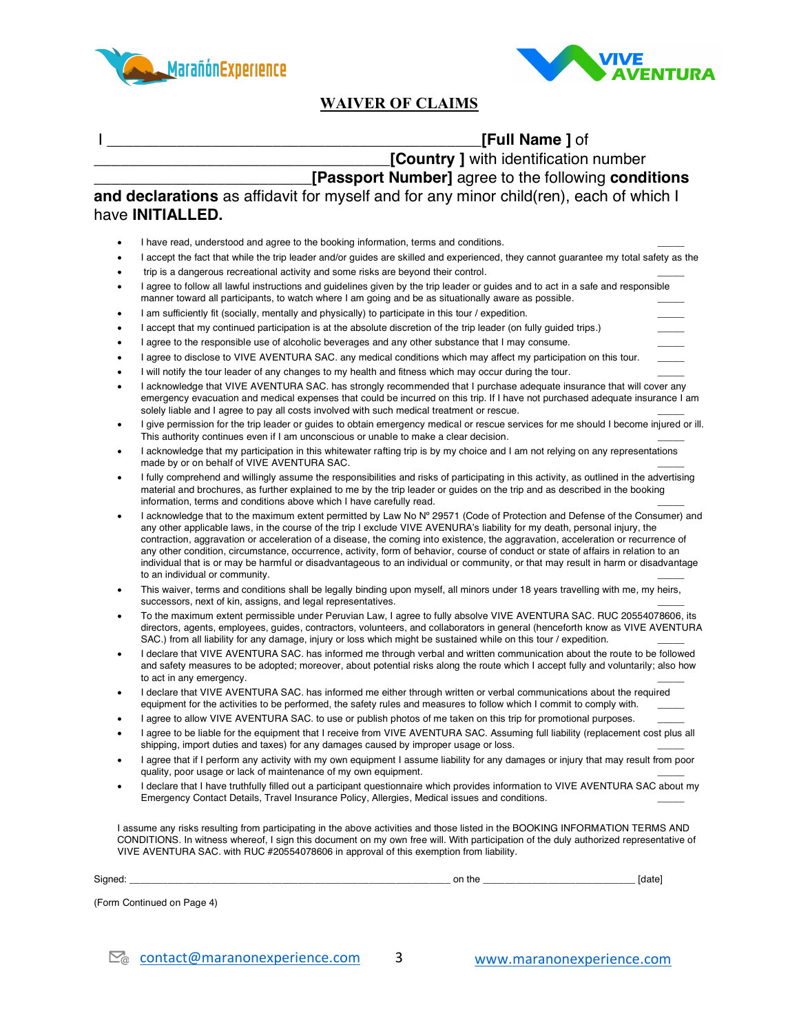# WAIVER OF CLAIMS

I _____________________________________________[Full Name ] of ___________________________________[Country ] with identification number __________________________[Passport Number] agree to the following **conditions and declarations** as affidavit for myself and for any minor child(ren), each of which I have **INITIALLED.**

- I have read, understood and agree to the booking information, terms and conditions. _____
- I accept the fact that while the trip leader and/or guides are skilled and experienced, they cannot guarantee my total safety as the
- trip is a dangerous recreational activity and some risks are beyond their control. _____
- I agree to follow all lawful instructions and guidelines given by the trip leader or guides and to act in a safe and responsible manner toward all participants, to watch where I am going and be as situationally aware as possible. _____
- I am sufficiently fit (socially, mentally and physically) to participate in this tour / expedition. _____
- I accept that my continued participation is at the absolute discretion of the trip leader (on fully guided trips.) _____
- I agree to the responsible use of alcoholic beverages and any other substance that I may consume. _____
- I agree to disclose to VIVE AVENTURA SAC. any medical conditions which may affect my participation on this tour. _____
- I will notify the tour leader of any changes to my health and fitness which may occur during the tour. _____
- I acknowledge that VIVE AVENTURA SAC. has strongly recommended that I purchase adequate insurance that will cover any emergency evacuation and medical expenses that could be incurred on this trip. If I have not purchased adequate insurance I am solely liable and I agree to pay all costs involved with such medical treatment or rescue. _____
- I give permission for the trip leader or guides to obtain emergency medical or rescue services for me should I become injured or ill. This authority continues even if I am unconscious or unable to make a clear decision. _____
- I acknowledge that my participation in this whitewater rafting trip is by my choice and I am not relying on any representations made by or on behalf of VIVE AVENTURA SAC. _____
- I fully comprehend and willingly assume the responsibilities and risks of participating in this activity, as outlined in the advertising material and brochures, as further explained to me by the trip leader or guides on the trip and as described in the booking information, terms and conditions above which I have carefully read. _____
- I acknowledge that to the maximum extent permitted by Law No Nº 29571 (Code of Protection and Defense of the Consumer) and any other applicable laws, in the course of the trip I exclude VIVE AVENURA's liability for my death, personal injury, the contraction, aggravation or acceleration of a disease, the coming into existence, the aggravation, acceleration or recurrence of any other condition, circumstance, occurrence, activity, form of behavior, course of conduct or state of affairs in relation to an individual that is or may be harmful or disadvantageous to an individual or community, or that may result in harm or disadvantage to an individual or community. _____
- This waiver, terms and conditions shall be legally binding upon myself, all minors under 18 years travelling with me, my heirs, successors, next of kin, assigns, and legal representatives. _____
- To the maximum extent permissible under Peruvian Law, I agree to fully absolve VIVE AVENTURA SAC. RUC 20554078606, its directors, agents, employees, guides, contractors, volunteers, and collaborators in general (henceforth know as VIVE AVENTURA SAC.) from all liability for any damage, injury or loss which might be sustained while on this tour / expedition.
- I declare that VIVE AVENTURA SAC. has informed me through verbal and written communication about the route to be followed and safety measures to be adopted; moreover, about potential risks along the route which I accept fully and voluntarily; also how to act in any emergency. _____
- I declare that VIVE AVENTURA SAC. has informed me either through written or verbal communications about the required equipment for the activities to be performed, the safety rules and measures to follow which I commit to comply with. _____
- I agree to allow VIVE AVENTURA SAC. to use or publish photos of me taken on this trip for promotional purposes. _____
- I agree to be liable for the equipment that I receive from VIVE AVENTURA SAC. Assuming full liability (replacement cost plus all shipping, import duties and taxes) for any damages caused by improper usage or loss. _____
- I agree that if I perform any activity with my own equipment I assume liability for any damages or injury that may result from poor quality, poor usage or lack of maintenance of my own equipment. _____
- I declare that I have truthfully filled out a participant questionnaire which provides information to VIVE AVENTURA SAC about my Emergency Contact Details, Travel Insurance Policy, Allergies, Medical issues and conditions. _____

I assume any risks resulting from participating in the above activities and those listed in the BOOKING INFORMATION TERMS AND CONDITIONS. In witness whereof, I sign this document on my own free will. With participation of the duly authorized representative of VIVE AVENTURA SAC. with RUC #20554078606 in approval of this exemption from liability.

Signed: ___________________________________________________________ on the ____________________________ [date]

(Form Continued on Page 4)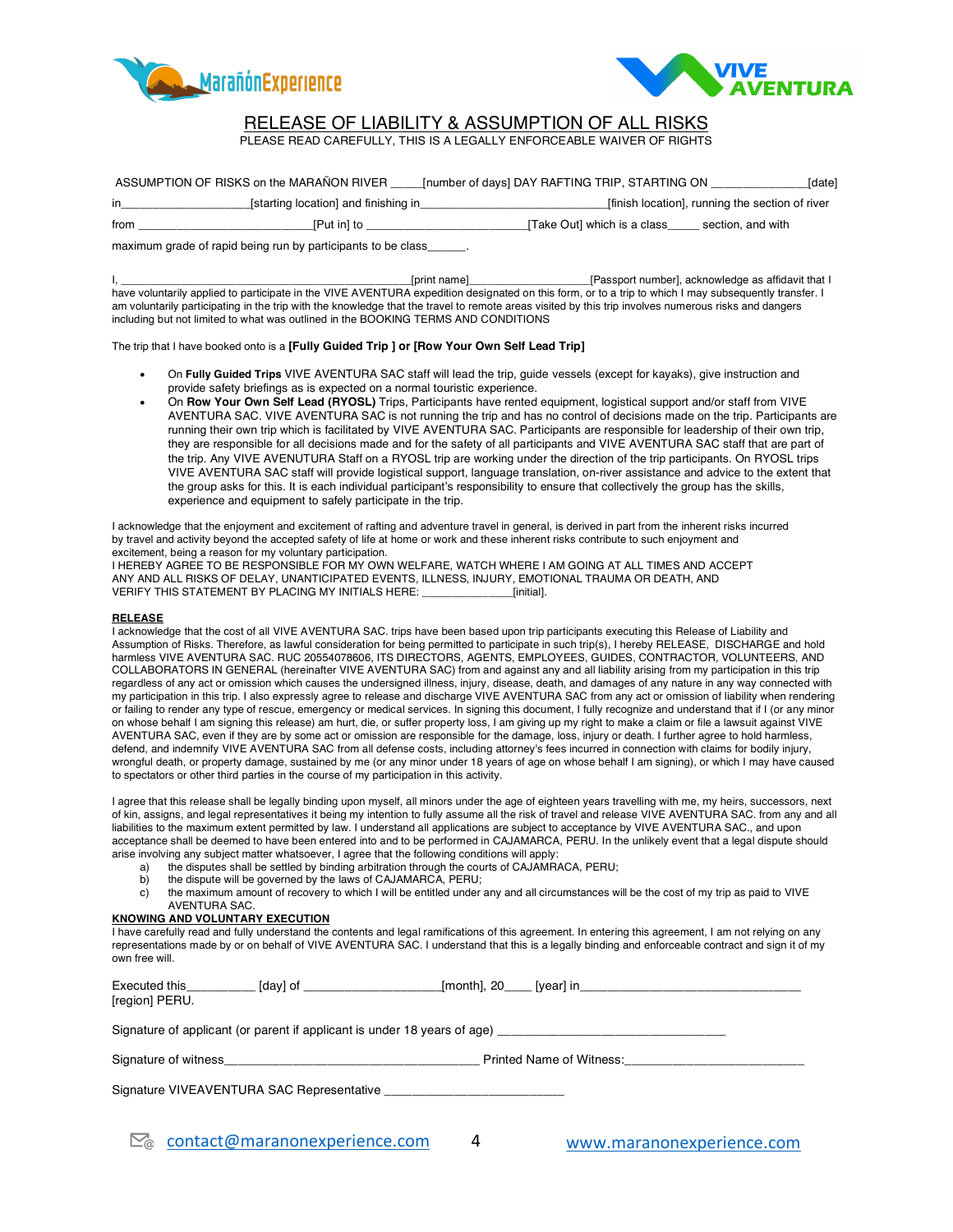# RELEASE OF LIABILITY & ASSUMPTION OF ALL RISKS

PLEASE READ CAREFULLY, THIS IS A LEGALLY ENFORCEABLE WAIVER OF RIGHTS

ASSUMPTION OF RISKS on the MARAÑON RIVER _____[number of days] DAY RAFTING TRIP, STARTING ON _______________[date] in___________________[starting location] and finishing in____________________________[finish location], running the section of river from __________________________[Put in] to ________________________[Take Out] which is a class_____ section, and with maximum grade of rapid being run by participants to be class______.

I, ___________________________________________[print name]__________________[Passport number], acknowledge as affidavit that I have voluntarily applied to participate in the VIVE AVENTURA expedition designated on this form, or to a trip to which I may subsequently transfer. I am voluntarily participating in the trip with the knowledge that the travel to remote areas visited by this trip involves numerous risks and dangers including but not limited to what was outlined in the BOOKING TERMS AND CONDITIONS

The trip that I have booked onto is a **[Fully Guided Trip ] or [Row Your Own Self Lead Trip]**

- On **Fully Guided Trips** VIVE AVENTURA SAC staff will lead the trip, guide vessels (except for kayaks), give instruction and provide safety briefings as is expected on a normal touristic experience.
- On **Row Your Own Self Lead (RYOSL)** Trips, Participants have rented equipment, logistical support and/or staff from VIVE AVENTURA SAC. VIVE AVENTURA SAC is not running the trip and has no control of decisions made on the trip. Participants are running their own trip which is facilitated by VIVE AVENTURA SAC. Participants are responsible for leadership of their own trip, they are responsible for all decisions made and for the safety of all participants and VIVE AVENTURA SAC staff that are part of the trip. Any VIVE AVENUTURA Staff on a RYOSL trip are working under the direction of the trip participants. On RYOSL trips VIVE AVENTURA SAC staff will provide logistical support, language translation, on-river assistance and advice to the extent that the group asks for this. It is each individual participant's responsibility to ensure that collectively the group has the skills, experience and equipment to safely participate in the trip.

I acknowledge that the enjoyment and excitement of rafting and adventure travel in general, is derived in part from the inherent risks incurred by travel and activity beyond the accepted safety of life at home or work and these inherent risks contribute to such enjoyment and excitement, being a reason for my voluntary participation.
I HEREBY AGREE TO BE RESPONSIBLE FOR MY OWN WELFARE, WATCH WHERE I AM GOING AT ALL TIMES AND ACCEPT ANY AND ALL RISKS OF DELAY, UNANTICIPATED EVENTS, ILLNESS, INJURY, EMOTIONAL TRAUMA OR DEATH, AND VERIFY THIS STATEMENT BY PLACING MY INITIALS HERE: ______________[initial].

**RELEASE**

I acknowledge that the cost of all VIVE AVENTURA SAC. trips have been based upon trip participants executing this Release of Liability and Assumption of Risks. Therefore, as lawful consideration for being permitted to participate in such trip(s), I hereby RELEASE, DISCHARGE and hold harmless VIVE AVENTURA SAC. RUC 20554078606, ITS DIRECTORS, AGENTS, EMPLOYEES, GUIDES, CONTRACTOR, VOLUNTEERS, AND COLLABORATORS IN GENERAL (hereinafter VIVE AVENTURA SAC) from and against any and all liability arising from my participation in this trip regardless of any act or omission which causes the undersigned illness, injury, disease, death, and damages of any nature in any way connected with my participation in this trip. I also expressly agree to release and discharge VIVE AVENTURA SAC from any act or omission of liability when rendering or failing to render any type of rescue, emergency or medical services. In signing this document, I fully recognize and understand that if I (or any minor on whose behalf I am signing this release) am hurt, die, or suffer property loss, I am giving up my right to make a claim or file a lawsuit against VIVE AVENTURA SAC, even if they are by some act or omission are responsible for the damage, loss, injury or death. I further agree to hold harmless, defend, and indemnify VIVE AVENTURA SAC from all defense costs, including attorney's fees incurred in connection with claims for bodily injury, wrongful death, or property damage, sustained by me (or any minor under 18 years of age on whose behalf I am signing), or which I may have caused to spectators or other third parties in the course of my participation in this activity.

I agree that this release shall be legally binding upon myself, all minors under the age of eighteen years travelling with me, my heirs, successors, next of kin, assigns, and legal representatives it being my intention to fully assume all the risk of travel and release VIVE AVENTURA SAC. from any and all liabilities to the maximum extent permitted by law. I understand all applications are subject to acceptance by VIVE AVENTURA SAC., and upon acceptance shall be deemed to have been entered into and to be performed in CAJAMARCA, PERU. In the unlikely event that a legal dispute should arise involving any subject matter whatsoever, I agree that the following conditions will apply:

a) the disputes shall be settled by binding arbitration through the courts of CAJAMRACA, PERU;
b) the dispute will be governed by the laws of CAJAMARCA, PERU;
c) the maximum amount of recovery to which I will be entitled under any and all circumstances will be the cost of my trip as paid to VIVE AVENTURA SAC.

**KNOWING AND VOLUNTARY EXECUTION**

I have carefully read and fully understand the contents and legal ramifications of this agreement. In entering this agreement, I am not relying on any representations made by or on behalf of VIVE AVENTURA SAC. I understand that this is a legally binding and enforceable contract and sign it of my own free will.

Executed this__________ [day] of ____________________[month], 20____ [year] in________________________________ [region] PERU.

Signature of applicant (or parent if applicant is under 18 years of age) _________________________________

Signature of witness_____________________________________ Printed Name of Witness:_________________________

Signature VIVEAVENTURA SAC Representative __________________________

contact@maranonexperience.com www.maranonexperience.com